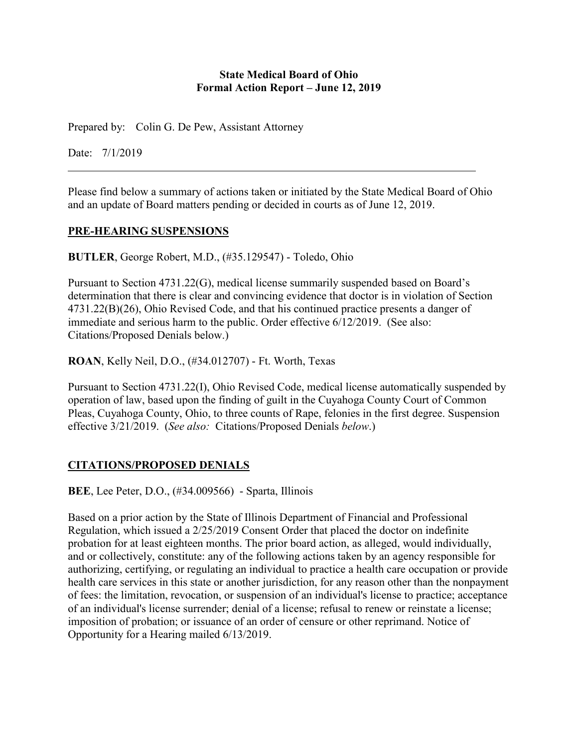**State Medical Board of Ohio**
**Formal Action Report – June 12, 2019**

Prepared by: Colin G. De Pew, Assistant Attorney

Date: 7/1/2019

---

Please find below a summary of actions taken or initiated by the State Medical Board of Ohio and an update of Board matters pending or decided in courts as of June 12, 2019.

## PRE-HEARING SUSPENSIONS

**BUTLER**, George Robert, M.D., (#35.129547) - Toledo, Ohio

Pursuant to Section 4731.22(G), medical license summarily suspended based on Board's determination that there is clear and convincing evidence that doctor is in violation of Section 4731.22(B)(26), Ohio Revised Code, and that his continued practice presents a danger of immediate and serious harm to the public. Order effective 6/12/2019. (See also: Citations/Proposed Denials below.)

**ROAN**, Kelly Neil, D.O., (#34.012707) - Ft. Worth, Texas

Pursuant to Section 4731.22(I), Ohio Revised Code, medical license automatically suspended by operation of law, based upon the finding of guilt in the Cuyahoga County Court of Common Pleas, Cuyahoga County, Ohio, to three counts of Rape, felonies in the first degree. Suspension effective 3/21/2019. (*See also:* Citations/Proposed Denials *below*.)

## CITATIONS/PROPOSED DENIALS

**BEE**, Lee Peter, D.O., (#34.009566) - Sparta, Illinois

Based on a prior action by the State of Illinois Department of Financial and Professional Regulation, which issued a 2/25/2019 Consent Order that placed the doctor on indefinite probation for at least eighteen months. The prior board action, as alleged, would individually, and or collectively, constitute: any of the following actions taken by an agency responsible for authorizing, certifying, or regulating an individual to practice a health care occupation or provide health care services in this state or another jurisdiction, for any reason other than the nonpayment of fees: the limitation, revocation, or suspension of an individual's license to practice; acceptance of an individual's license surrender; denial of a license; refusal to renew or reinstate a license; imposition of probation; or issuance of an order of censure or other reprimand. Notice of Opportunity for a Hearing mailed 6/13/2019.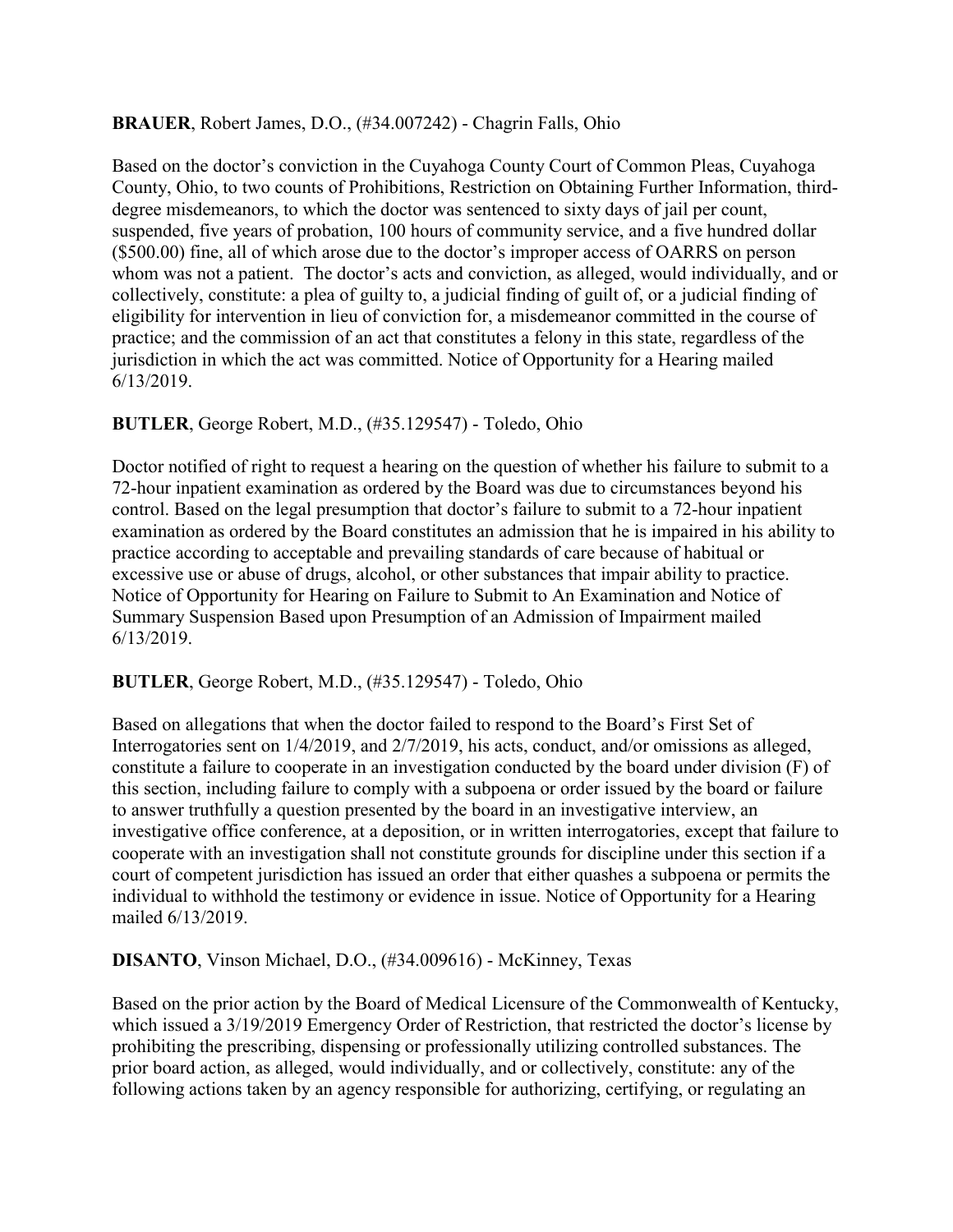**BRAUER**, Robert James, D.O., (#34.007242) - Chagrin Falls, Ohio

Based on the doctor's conviction in the Cuyahoga County Court of Common Pleas, Cuyahoga County, Ohio, to two counts of Prohibitions, Restriction on Obtaining Further Information, third-degree misdemeanors, to which the doctor was sentenced to sixty days of jail per count, suspended, five years of probation, 100 hours of community service, and a five hundred dollar ($500.00) fine, all of which arose due to the doctor's improper access of OARRS on person whom was not a patient. The doctor's acts and conviction, as alleged, would individually, and or collectively, constitute: a plea of guilty to, a judicial finding of guilt of, or a judicial finding of eligibility for intervention in lieu of conviction for, a misdemeanor committed in the course of practice; and the commission of an act that constitutes a felony in this state, regardless of the jurisdiction in which the act was committed. Notice of Opportunity for a Hearing mailed 6/13/2019.

**BUTLER**, George Robert, M.D., (#35.129547) - Toledo, Ohio

Doctor notified of right to request a hearing on the question of whether his failure to submit to a 72-hour inpatient examination as ordered by the Board was due to circumstances beyond his control. Based on the legal presumption that doctor's failure to submit to a 72-hour inpatient examination as ordered by the Board constitutes an admission that he is impaired in his ability to practice according to acceptable and prevailing standards of care because of habitual or excessive use or abuse of drugs, alcohol, or other substances that impair ability to practice. Notice of Opportunity for Hearing on Failure to Submit to An Examination and Notice of Summary Suspension Based upon Presumption of an Admission of Impairment mailed 6/13/2019.

**BUTLER**, George Robert, M.D., (#35.129547) - Toledo, Ohio

Based on allegations that when the doctor failed to respond to the Board's First Set of Interrogatories sent on 1/4/2019, and 2/7/2019, his acts, conduct, and/or omissions as alleged, constitute a failure to cooperate in an investigation conducted by the board under division (F) of this section, including failure to comply with a subpoena or order issued by the board or failure to answer truthfully a question presented by the board in an investigative interview, an investigative office conference, at a deposition, or in written interrogatories, except that failure to cooperate with an investigation shall not constitute grounds for discipline under this section if a court of competent jurisdiction has issued an order that either quashes a subpoena or permits the individual to withhold the testimony or evidence in issue. Notice of Opportunity for a Hearing mailed 6/13/2019.

**DISANTO**, Vinson Michael, D.O., (#34.009616) - McKinney, Texas

Based on the prior action by the Board of Medical Licensure of the Commonwealth of Kentucky, which issued a 3/19/2019 Emergency Order of Restriction, that restricted the doctor's license by prohibiting the prescribing, dispensing or professionally utilizing controlled substances. The prior board action, as alleged, would individually, and or collectively, constitute: any of the following actions taken by an agency responsible for authorizing, certifying, or regulating an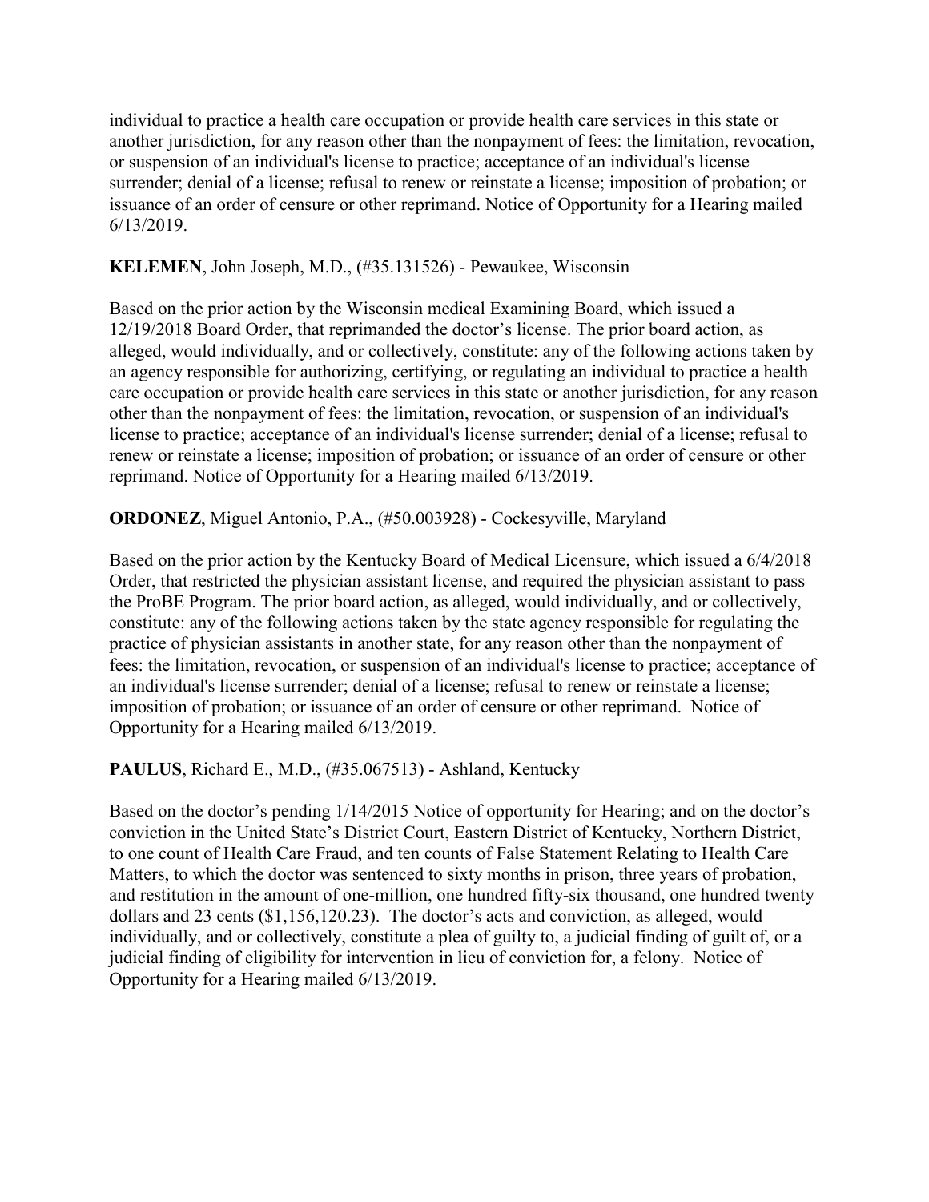individual to practice a health care occupation or provide health care services in this state or another jurisdiction, for any reason other than the nonpayment of fees: the limitation, revocation, or suspension of an individual's license to practice; acceptance of an individual's license surrender; denial of a license; refusal to renew or reinstate a license; imposition of probation; or issuance of an order of censure or other reprimand. Notice of Opportunity for a Hearing mailed 6/13/2019.

**KELEMEN**, John Joseph, M.D., (#35.131526) - Pewaukee, Wisconsin

Based on the prior action by the Wisconsin medical Examining Board, which issued a 12/19/2018 Board Order, that reprimanded the doctor's license. The prior board action, as alleged, would individually, and or collectively, constitute: any of the following actions taken by an agency responsible for authorizing, certifying, or regulating an individual to practice a health care occupation or provide health care services in this state or another jurisdiction, for any reason other than the nonpayment of fees: the limitation, revocation, or suspension of an individual's license to practice; acceptance of an individual's license surrender; denial of a license; refusal to renew or reinstate a license; imposition of probation; or issuance of an order of censure or other reprimand. Notice of Opportunity for a Hearing mailed 6/13/2019.

**ORDONEZ**, Miguel Antonio, P.A., (#50.003928) - Cockesyville, Maryland

Based on the prior action by the Kentucky Board of Medical Licensure, which issued a 6/4/2018 Order, that restricted the physician assistant license, and required the physician assistant to pass the ProBE Program. The prior board action, as alleged, would individually, and or collectively, constitute: any of the following actions taken by the state agency responsible for regulating the practice of physician assistants in another state, for any reason other than the nonpayment of fees: the limitation, revocation, or suspension of an individual's license to practice; acceptance of an individual's license surrender; denial of a license; refusal to renew or reinstate a license; imposition of probation; or issuance of an order of censure or other reprimand. Notice of Opportunity for a Hearing mailed 6/13/2019.

**PAULUS**, Richard E., M.D., (#35.067513) - Ashland, Kentucky

Based on the doctor's pending 1/14/2015 Notice of opportunity for Hearing; and on the doctor's conviction in the United State's District Court, Eastern District of Kentucky, Northern District, to one count of Health Care Fraud, and ten counts of False Statement Relating to Health Care Matters, to which the doctor was sentenced to sixty months in prison, three years of probation, and restitution in the amount of one-million, one hundred fifty-six thousand, one hundred twenty dollars and 23 cents ($1,156,120.23). The doctor's acts and conviction, as alleged, would individually, and or collectively, constitute a plea of guilty to, a judicial finding of guilt of, or a judicial finding of eligibility for intervention in lieu of conviction for, a felony. Notice of Opportunity for a Hearing mailed 6/13/2019.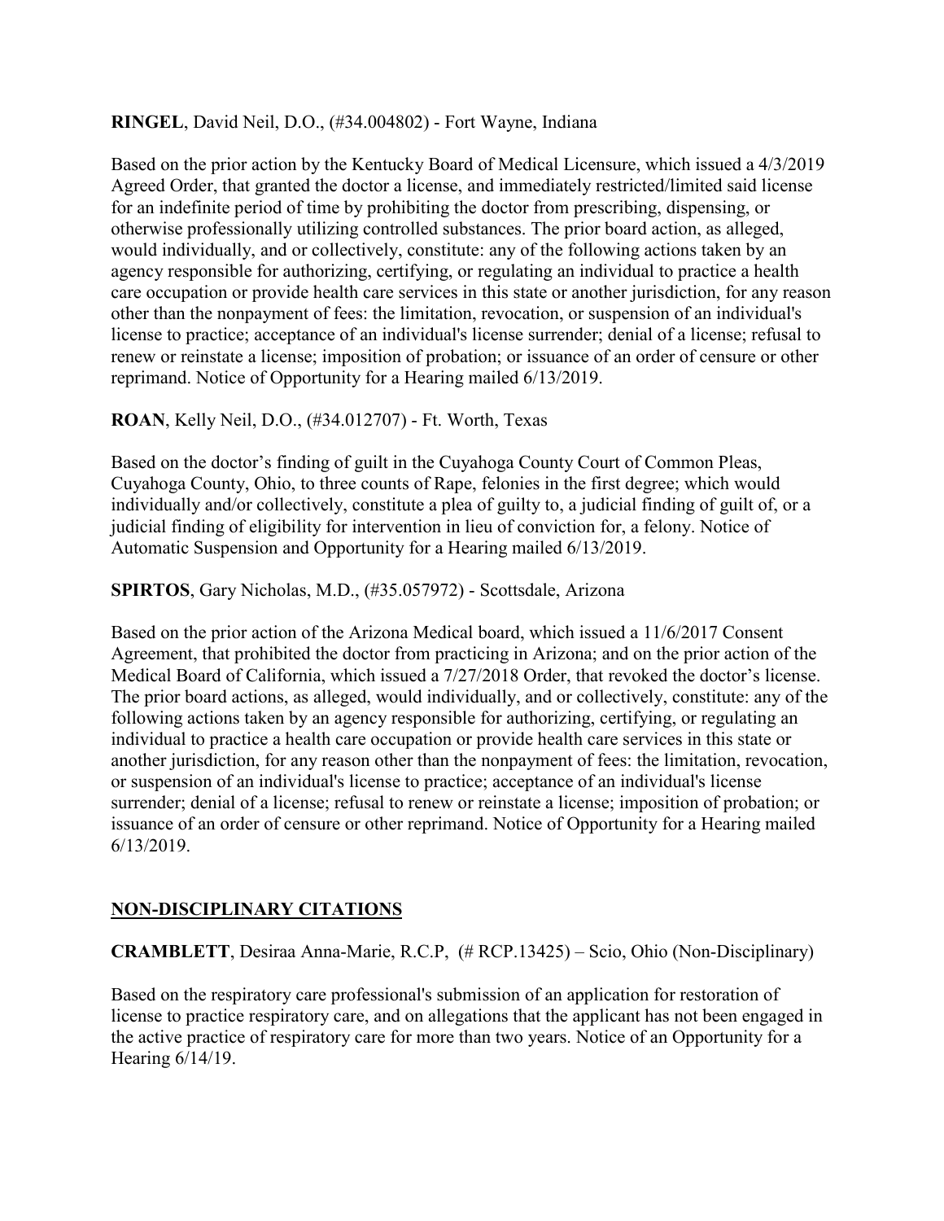**RINGEL**, David Neil, D.O., (#34.004802) - Fort Wayne, Indiana

Based on the prior action by the Kentucky Board of Medical Licensure, which issued a 4/3/2019 Agreed Order, that granted the doctor a license, and immediately restricted/limited said license for an indefinite period of time by prohibiting the doctor from prescribing, dispensing, or otherwise professionally utilizing controlled substances. The prior board action, as alleged, would individually, and or collectively, constitute: any of the following actions taken by an agency responsible for authorizing, certifying, or regulating an individual to practice a health care occupation or provide health care services in this state or another jurisdiction, for any reason other than the nonpayment of fees: the limitation, revocation, or suspension of an individual's license to practice; acceptance of an individual's license surrender; denial of a license; refusal to renew or reinstate a license; imposition of probation; or issuance of an order of censure or other reprimand. Notice of Opportunity for a Hearing mailed 6/13/2019.

**ROAN**, Kelly Neil, D.O., (#34.012707) - Ft. Worth, Texas

Based on the doctor's finding of guilt in the Cuyahoga County Court of Common Pleas, Cuyahoga County, Ohio, to three counts of Rape, felonies in the first degree; which would individually and/or collectively, constitute a plea of guilty to, a judicial finding of guilt of, or a judicial finding of eligibility for intervention in lieu of conviction for, a felony. Notice of Automatic Suspension and Opportunity for a Hearing mailed 6/13/2019.

**SPIRTOS**, Gary Nicholas, M.D., (#35.057972) - Scottsdale, Arizona

Based on the prior action of the Arizona Medical board, which issued a 11/6/2017 Consent Agreement, that prohibited the doctor from practicing in Arizona; and on the prior action of the Medical Board of California, which issued a 7/27/2018 Order, that revoked the doctor's license. The prior board actions, as alleged, would individually, and or collectively, constitute: any of the following actions taken by an agency responsible for authorizing, certifying, or regulating an individual to practice a health care occupation or provide health care services in this state or another jurisdiction, for any reason other than the nonpayment of fees: the limitation, revocation, or suspension of an individual's license to practice; acceptance of an individual's license surrender; denial of a license; refusal to renew or reinstate a license; imposition of probation; or issuance of an order of censure or other reprimand. Notice of Opportunity for a Hearing mailed 6/13/2019.

## NON-DISCIPLINARY CITATIONS

**CRAMBLETT**, Desiraa Anna-Marie, R.C.P, (# RCP.13425) – Scio, Ohio (Non-Disciplinary)

Based on the respiratory care professional's submission of an application for restoration of license to practice respiratory care, and on allegations that the applicant has not been engaged in the active practice of respiratory care for more than two years. Notice of an Opportunity for a Hearing 6/14/19.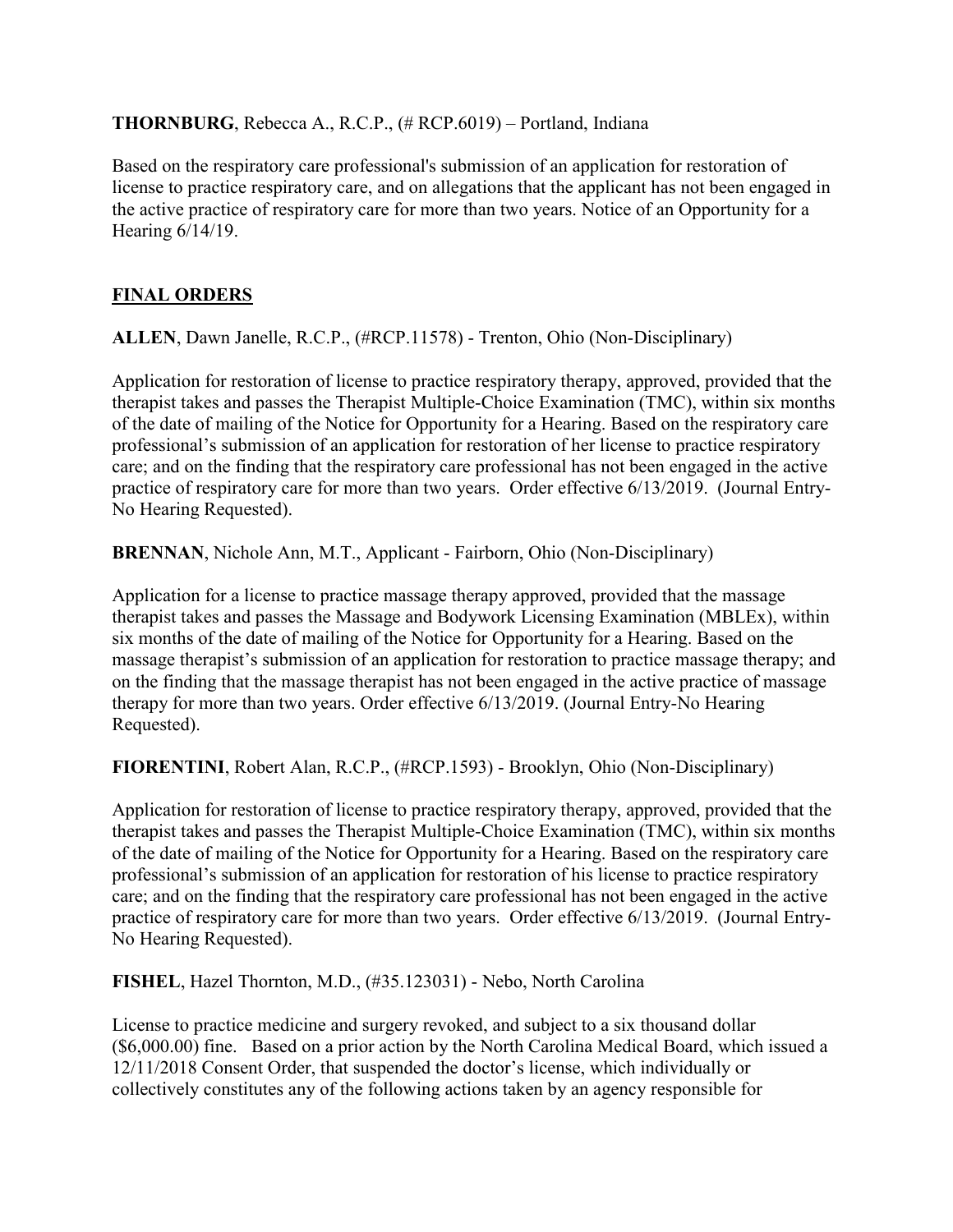**THORNBURG**, Rebecca A., R.C.P., (# RCP.6019) – Portland, Indiana

Based on the respiratory care professional's submission of an application for restoration of license to practice respiratory care, and on allegations that the applicant has not been engaged in the active practice of respiratory care for more than two years. Notice of an Opportunity for a Hearing 6/14/19.

## FINAL ORDERS

**ALLEN**, Dawn Janelle, R.C.P., (#RCP.11578) - Trenton, Ohio (Non-Disciplinary)

Application for restoration of license to practice respiratory therapy, approved, provided that the therapist takes and passes the Therapist Multiple-Choice Examination (TMC), within six months of the date of mailing of the Notice for Opportunity for a Hearing. Based on the respiratory care professional's submission of an application for restoration of her license to practice respiratory care; and on the finding that the respiratory care professional has not been engaged in the active practice of respiratory care for more than two years. Order effective 6/13/2019. (Journal Entry-No Hearing Requested).

**BRENNAN**, Nichole Ann, M.T., Applicant - Fairborn, Ohio (Non-Disciplinary)

Application for a license to practice massage therapy approved, provided that the massage therapist takes and passes the Massage and Bodywork Licensing Examination (MBLEx), within six months of the date of mailing of the Notice for Opportunity for a Hearing. Based on the massage therapist's submission of an application for restoration to practice massage therapy; and on the finding that the massage therapist has not been engaged in the active practice of massage therapy for more than two years. Order effective 6/13/2019. (Journal Entry-No Hearing Requested).

**FIORENTINI**, Robert Alan, R.C.P., (#RCP.1593) - Brooklyn, Ohio (Non-Disciplinary)

Application for restoration of license to practice respiratory therapy, approved, provided that the therapist takes and passes the Therapist Multiple-Choice Examination (TMC), within six months of the date of mailing of the Notice for Opportunity for a Hearing. Based on the respiratory care professional's submission of an application for restoration of his license to practice respiratory care; and on the finding that the respiratory care professional has not been engaged in the active practice of respiratory care for more than two years. Order effective 6/13/2019. (Journal Entry-No Hearing Requested).

**FISHEL**, Hazel Thornton, M.D., (#35.123031) - Nebo, North Carolina

License to practice medicine and surgery revoked, and subject to a six thousand dollar ($6,000.00) fine. Based on a prior action by the North Carolina Medical Board, which issued a 12/11/2018 Consent Order, that suspended the doctor's license, which individually or collectively constitutes any of the following actions taken by an agency responsible for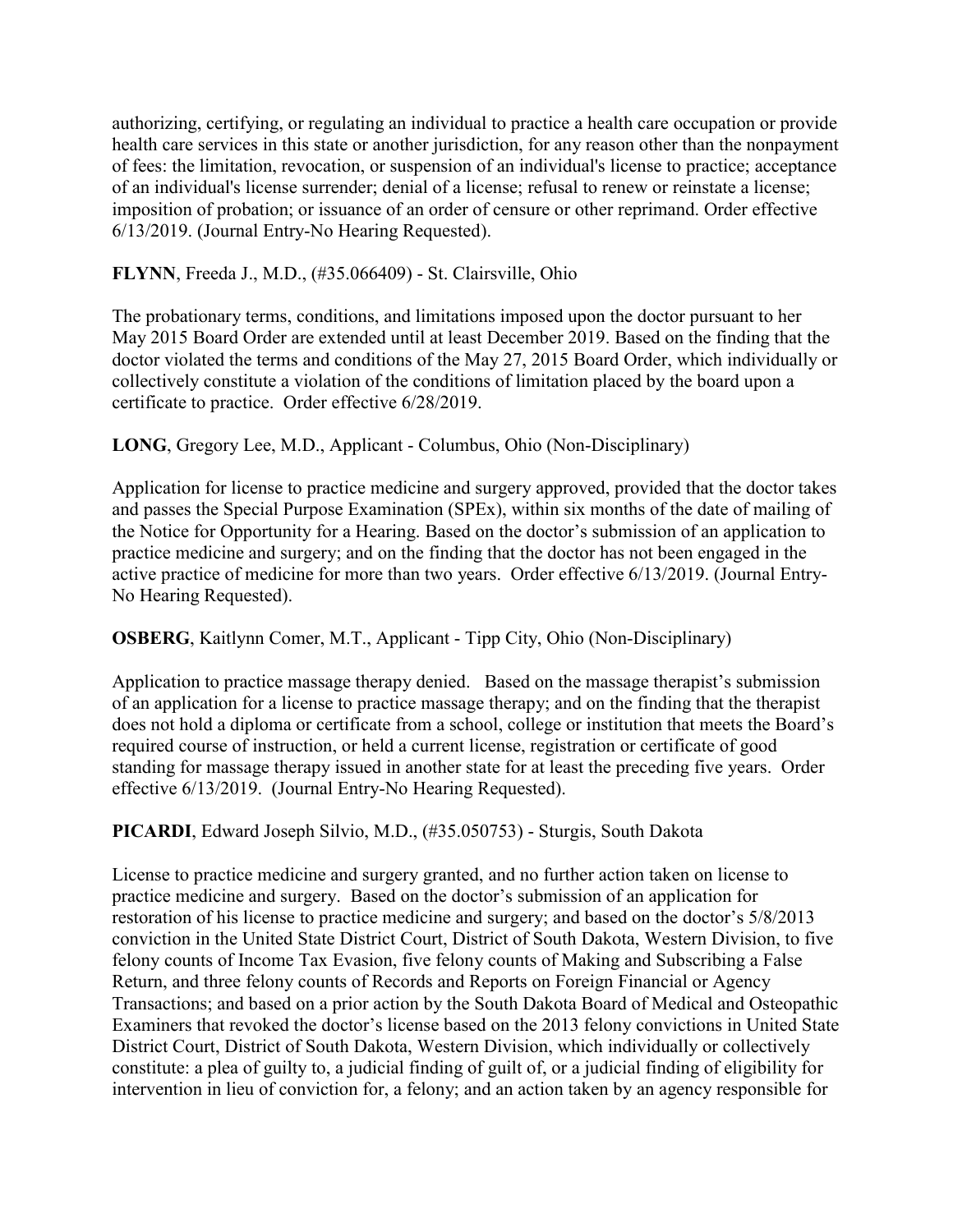authorizing, certifying, or regulating an individual to practice a health care occupation or provide health care services in this state or another jurisdiction, for any reason other than the nonpayment of fees: the limitation, revocation, or suspension of an individual's license to practice; acceptance of an individual's license surrender; denial of a license; refusal to renew or reinstate a license; imposition of probation; or issuance of an order of censure or other reprimand. Order effective 6/13/2019. (Journal Entry-No Hearing Requested).

**FLYNN**, Freeda J., M.D., (#35.066409) - St. Clairsville, Ohio

The probationary terms, conditions, and limitations imposed upon the doctor pursuant to her May 2015 Board Order are extended until at least December 2019. Based on the finding that the doctor violated the terms and conditions of the May 27, 2015 Board Order, which individually or collectively constitute a violation of the conditions of limitation placed by the board upon a certificate to practice. Order effective 6/28/2019.

**LONG**, Gregory Lee, M.D., Applicant - Columbus, Ohio (Non-Disciplinary)

Application for license to practice medicine and surgery approved, provided that the doctor takes and passes the Special Purpose Examination (SPEx), within six months of the date of mailing of the Notice for Opportunity for a Hearing. Based on the doctor's submission of an application to practice medicine and surgery; and on the finding that the doctor has not been engaged in the active practice of medicine for more than two years. Order effective 6/13/2019. (Journal Entry-No Hearing Requested).

**OSBERG**, Kaitlynn Comer, M.T., Applicant - Tipp City, Ohio (Non-Disciplinary)

Application to practice massage therapy denied. Based on the massage therapist's submission of an application for a license to practice massage therapy; and on the finding that the therapist does not hold a diploma or certificate from a school, college or institution that meets the Board's required course of instruction, or held a current license, registration or certificate of good standing for massage therapy issued in another state for at least the preceding five years. Order effective 6/13/2019. (Journal Entry-No Hearing Requested).

**PICARDI**, Edward Joseph Silvio, M.D., (#35.050753) - Sturgis, South Dakota

License to practice medicine and surgery granted, and no further action taken on license to practice medicine and surgery. Based on the doctor's submission of an application for restoration of his license to practice medicine and surgery; and based on the doctor's 5/8/2013 conviction in the United State District Court, District of South Dakota, Western Division, to five felony counts of Income Tax Evasion, five felony counts of Making and Subscribing a False Return, and three felony counts of Records and Reports on Foreign Financial or Agency Transactions; and based on a prior action by the South Dakota Board of Medical and Osteopathic Examiners that revoked the doctor's license based on the 2013 felony convictions in United State District Court, District of South Dakota, Western Division, which individually or collectively constitute: a plea of guilty to, a judicial finding of guilt of, or a judicial finding of eligibility for intervention in lieu of conviction for, a felony; and an action taken by an agency responsible for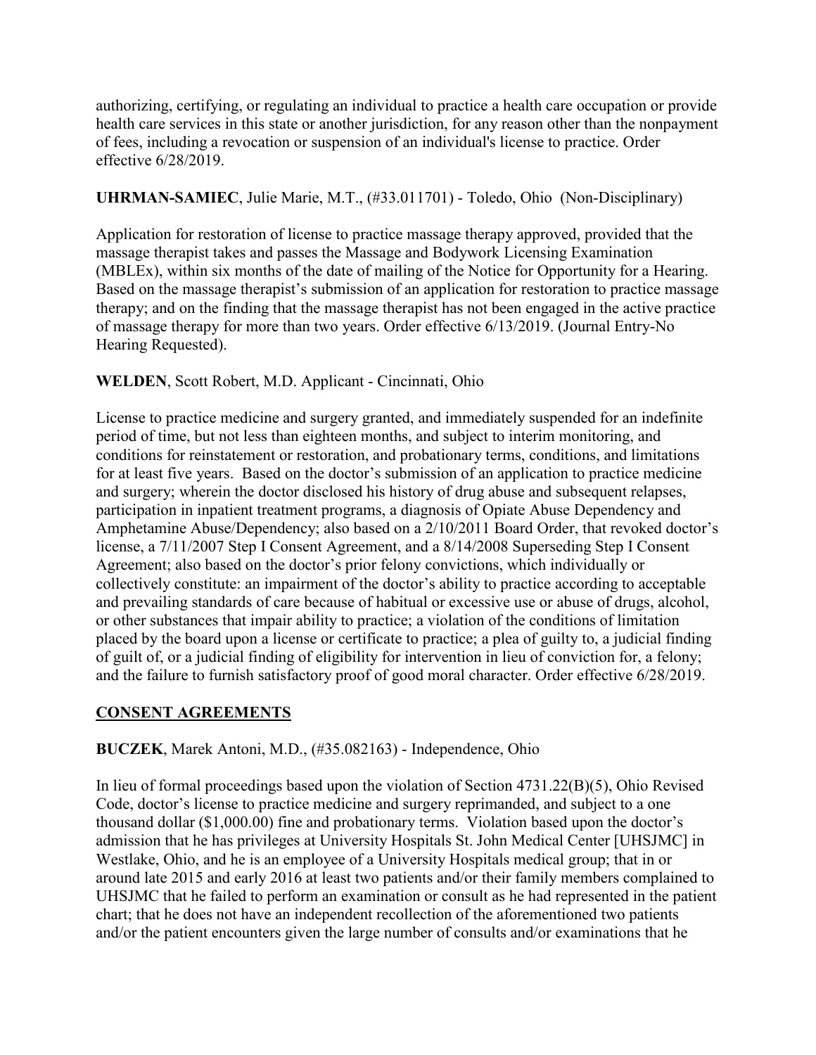authorizing, certifying, or regulating an individual to practice a health care occupation or provide health care services in this state or another jurisdiction, for any reason other than the nonpayment of fees, including a revocation or suspension of an individual's license to practice. Order effective 6/28/2019.

**UHRMAN-SAMIEC**, Julie Marie, M.T., (#33.011701) - Toledo, Ohio (Non-Disciplinary)

Application for restoration of license to practice massage therapy approved, provided that the massage therapist takes and passes the Massage and Bodywork Licensing Examination (MBLEx), within six months of the date of mailing of the Notice for Opportunity for a Hearing. Based on the massage therapist's submission of an application for restoration to practice massage therapy; and on the finding that the massage therapist has not been engaged in the active practice of massage therapy for more than two years. Order effective 6/13/2019. (Journal Entry-No Hearing Requested).

**WELDEN**, Scott Robert, M.D. Applicant - Cincinnati, Ohio

License to practice medicine and surgery granted, and immediately suspended for an indefinite period of time, but not less than eighteen months, and subject to interim monitoring, and conditions for reinstatement or restoration, and probationary terms, conditions, and limitations for at least five years. Based on the doctor's submission of an application to practice medicine and surgery; wherein the doctor disclosed his history of drug abuse and subsequent relapses, participation in inpatient treatment programs, a diagnosis of Opiate Abuse Dependency and Amphetamine Abuse/Dependency; also based on a 2/10/2011 Board Order, that revoked doctor's license, a 7/11/2007 Step I Consent Agreement, and a 8/14/2008 Superseding Step I Consent Agreement; also based on the doctor's prior felony convictions, which individually or collectively constitute: an impairment of the doctor's ability to practice according to acceptable and prevailing standards of care because of habitual or excessive use or abuse of drugs, alcohol, or other substances that impair ability to practice; a violation of the conditions of limitation placed by the board upon a license or certificate to practice; a plea of guilty to, a judicial finding of guilt of, or a judicial finding of eligibility for intervention in lieu of conviction for, a felony; and the failure to furnish satisfactory proof of good moral character. Order effective 6/28/2019.

## CONSENT AGREEMENTS

**BUCZEK**, Marek Antoni, M.D., (#35.082163) - Independence, Ohio

In lieu of formal proceedings based upon the violation of Section 4731.22(B)(5), Ohio Revised Code, doctor's license to practice medicine and surgery reprimanded, and subject to a one thousand dollar ($1,000.00) fine and probationary terms. Violation based upon the doctor's admission that he has privileges at University Hospitals St. John Medical Center [UHSJMC] in Westlake, Ohio, and he is an employee of a University Hospitals medical group; that in or around late 2015 and early 2016 at least two patients and/or their family members complained to UHSJMC that he failed to perform an examination or consult as he had represented in the patient chart; that he does not have an independent recollection of the aforementioned two patients and/or the patient encounters given the large number of consults and/or examinations that he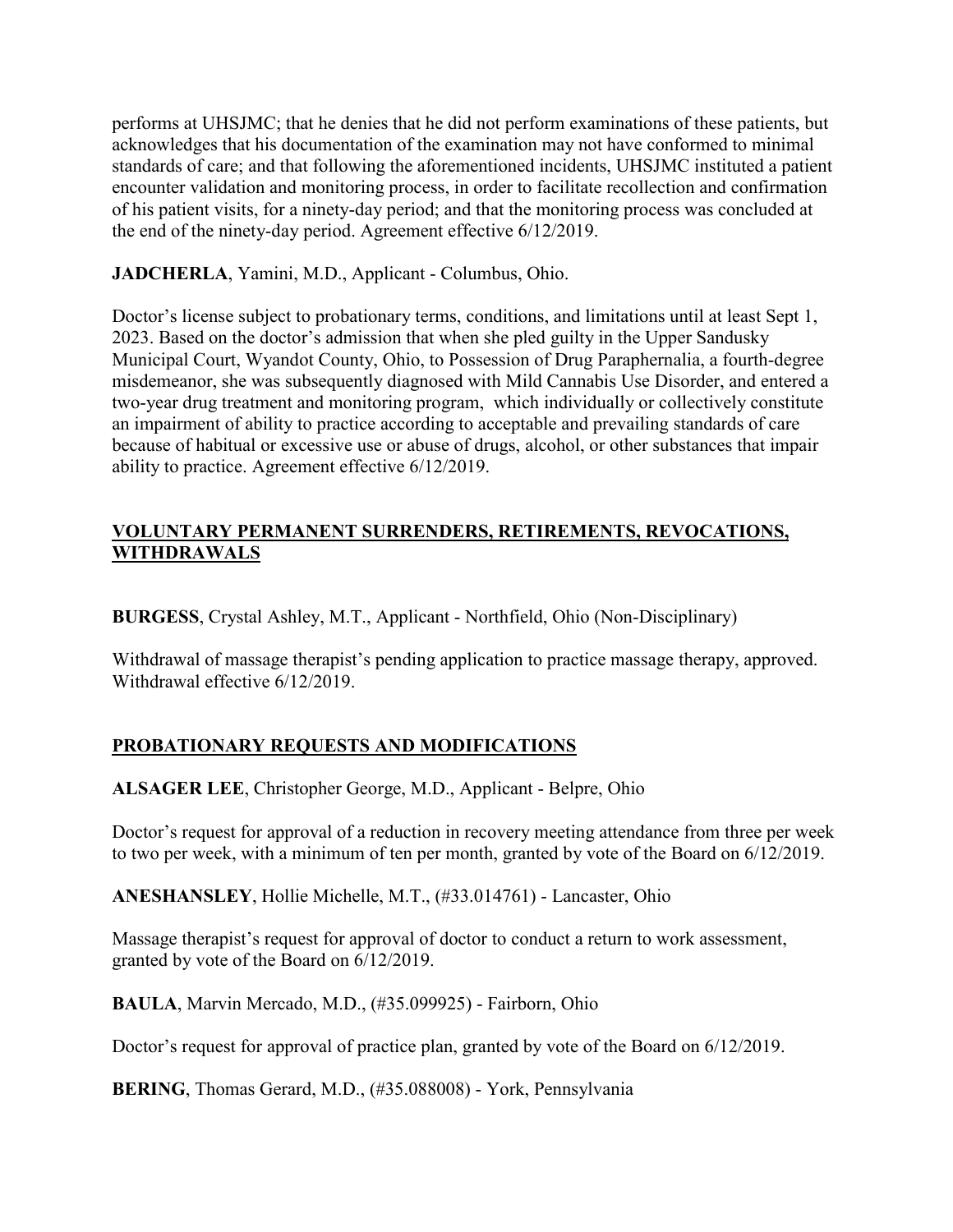performs at UHSJMC; that he denies that he did not perform examinations of these patients, but acknowledges that his documentation of the examination may not have conformed to minimal standards of care; and that following the aforementioned incidents, UHSJMC instituted a patient encounter validation and monitoring process, in order to facilitate recollection and confirmation of his patient visits, for a ninety-day period; and that the monitoring process was concluded at the end of the ninety-day period. Agreement effective 6/12/2019.

**JADCHERLA**, Yamini, M.D., Applicant - Columbus, Ohio.

Doctor's license subject to probationary terms, conditions, and limitations until at least Sept 1, 2023. Based on the doctor's admission that when she pled guilty in the Upper Sandusky Municipal Court, Wyandot County, Ohio, to Possession of Drug Paraphernalia, a fourth-degree misdemeanor, she was subsequently diagnosed with Mild Cannabis Use Disorder, and entered a two-year drug treatment and monitoring program, which individually or collectively constitute an impairment of ability to practice according to acceptable and prevailing standards of care because of habitual or excessive use or abuse of drugs, alcohol, or other substances that impair ability to practice. Agreement effective 6/12/2019.

## VOLUNTARY PERMANENT SURRENDERS, RETIREMENTS, REVOCATIONS, WITHDRAWALS

**BURGESS**, Crystal Ashley, M.T., Applicant - Northfield, Ohio (Non-Disciplinary)

Withdrawal of massage therapist's pending application to practice massage therapy, approved. Withdrawal effective 6/12/2019.

## PROBATIONARY REQUESTS AND MODIFICATIONS

**ALSAGER LEE**, Christopher George, M.D., Applicant - Belpre, Ohio

Doctor's request for approval of a reduction in recovery meeting attendance from three per week to two per week, with a minimum of ten per month, granted by vote of the Board on 6/12/2019.

**ANESHANSLEY**, Hollie Michelle, M.T., (#33.014761) - Lancaster, Ohio

Massage therapist's request for approval of doctor to conduct a return to work assessment, granted by vote of the Board on 6/12/2019.

**BAULA**, Marvin Mercado, M.D., (#35.099925) - Fairborn, Ohio

Doctor's request for approval of practice plan, granted by vote of the Board on 6/12/2019.

**BERING**, Thomas Gerard, M.D., (#35.088008) - York, Pennsylvania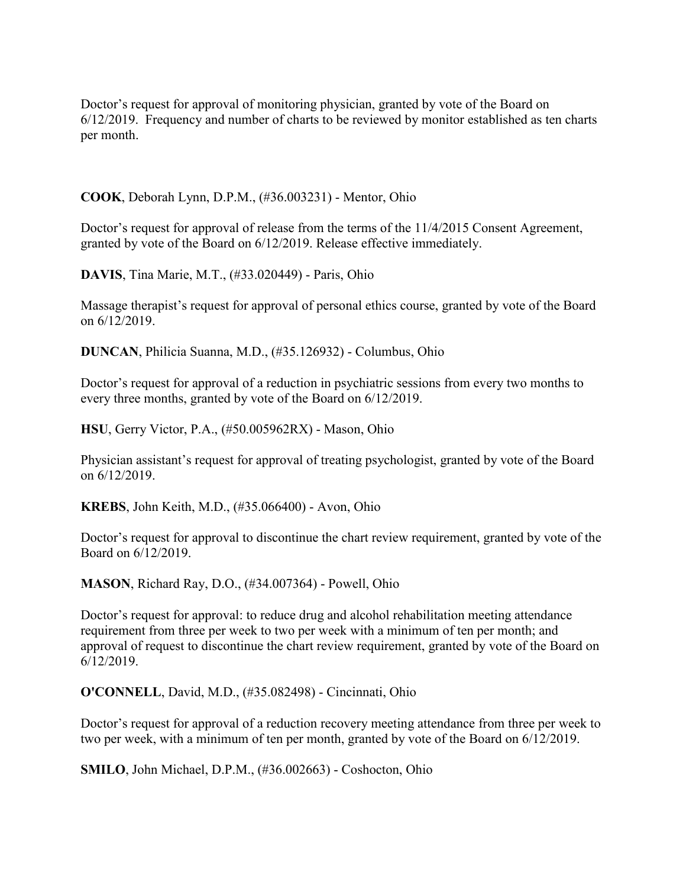Doctor's request for approval of monitoring physician, granted by vote of the Board on 6/12/2019. Frequency and number of charts to be reviewed by monitor established as ten charts per month.

**COOK**, Deborah Lynn, D.P.M., (#36.003231) - Mentor, Ohio

Doctor's request for approval of release from the terms of the 11/4/2015 Consent Agreement, granted by vote of the Board on 6/12/2019. Release effective immediately.

**DAVIS**, Tina Marie, M.T., (#33.020449) - Paris, Ohio

Massage therapist's request for approval of personal ethics course, granted by vote of the Board on 6/12/2019.

**DUNCAN**, Philicia Suanna, M.D., (#35.126932) - Columbus, Ohio

Doctor's request for approval of a reduction in psychiatric sessions from every two months to every three months, granted by vote of the Board on 6/12/2019.

**HSU**, Gerry Victor, P.A., (#50.005962RX) - Mason, Ohio

Physician assistant's request for approval of treating psychologist, granted by vote of the Board on 6/12/2019.

**KREBS**, John Keith, M.D., (#35.066400) - Avon, Ohio

Doctor's request for approval to discontinue the chart review requirement, granted by vote of the Board on 6/12/2019.

**MASON**, Richard Ray, D.O., (#34.007364) - Powell, Ohio

Doctor's request for approval: to reduce drug and alcohol rehabilitation meeting attendance requirement from three per week to two per week with a minimum of ten per month; and approval of request to discontinue the chart review requirement, granted by vote of the Board on 6/12/2019.

**O'CONNELL**, David, M.D., (#35.082498) - Cincinnati, Ohio

Doctor's request for approval of a reduction recovery meeting attendance from three per week to two per week, with a minimum of ten per month, granted by vote of the Board on 6/12/2019.

**SMILO**, John Michael, D.P.M., (#36.002663) - Coshocton, Ohio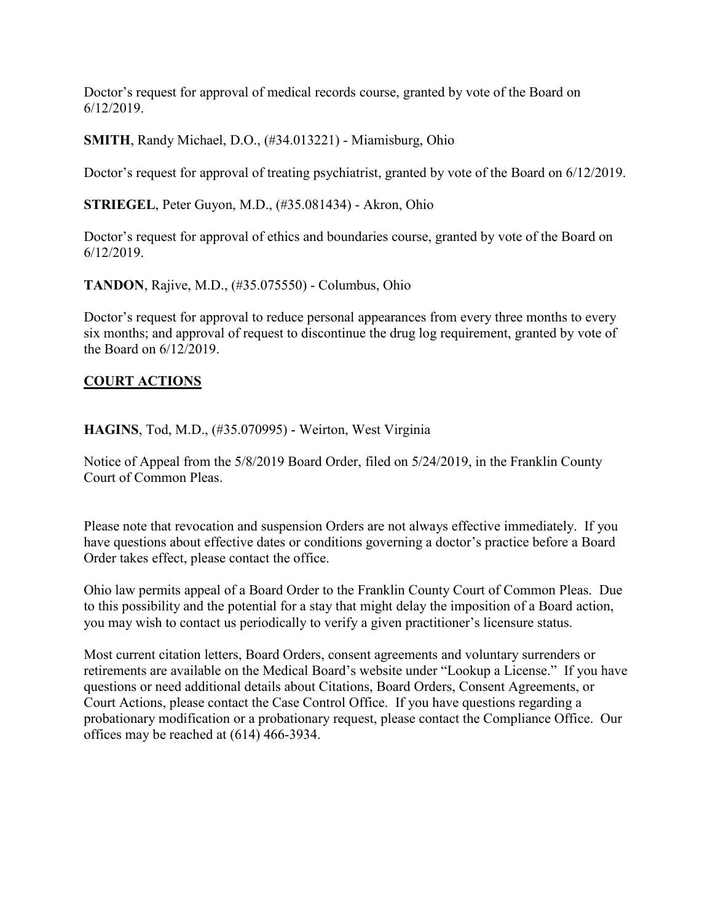Doctor's request for approval of medical records course, granted by vote of the Board on 6/12/2019.

**SMITH**, Randy Michael, D.O., (#34.013221) - Miamisburg, Ohio

Doctor's request for approval of treating psychiatrist, granted by vote of the Board on 6/12/2019.

**STRIEGEL**, Peter Guyon, M.D., (#35.081434) - Akron, Ohio

Doctor's request for approval of ethics and boundaries course, granted by vote of the Board on 6/12/2019.

**TANDON**, Rajive, M.D., (#35.075550) - Columbus, Ohio

Doctor's request for approval to reduce personal appearances from every three months to every six months; and approval of request to discontinue the drug log requirement, granted by vote of the Board on 6/12/2019.

## COURT ACTIONS

**HAGINS**, Tod, M.D., (#35.070995) - Weirton, West Virginia

Notice of Appeal from the 5/8/2019 Board Order, filed on 5/24/2019, in the Franklin County Court of Common Pleas.

Please note that revocation and suspension Orders are not always effective immediately. If you have questions about effective dates or conditions governing a doctor's practice before a Board Order takes effect, please contact the office.

Ohio law permits appeal of a Board Order to the Franklin County Court of Common Pleas. Due to this possibility and the potential for a stay that might delay the imposition of a Board action, you may wish to contact us periodically to verify a given practitioner's licensure status.

Most current citation letters, Board Orders, consent agreements and voluntary surrenders or retirements are available on the Medical Board's website under "Lookup a License." If you have questions or need additional details about Citations, Board Orders, Consent Agreements, or Court Actions, please contact the Case Control Office. If you have questions regarding a probationary modification or a probationary request, please contact the Compliance Office. Our offices may be reached at (614) 466-3934.